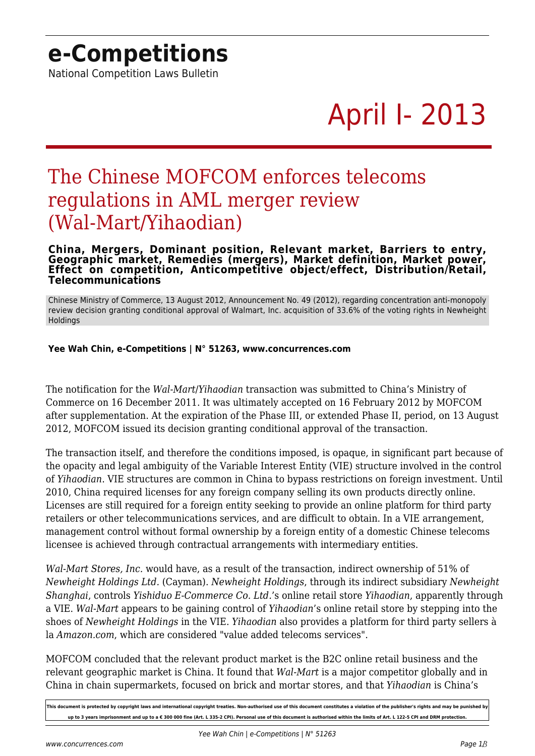# e-Competitions

National Competition Laws Bulletin

April I- 2013

## The Chinese MOFCOM enforces telecoms regulations in AML merger review (Wal-Mart/Yihaodian)

**China, Mergers, Dominant position, Relevant market, Barriers to entry, Geographic market, Remedies (mergers), Market definition, Market power, Effect on competition, Anticompetitive object/effect, Distribution/Retail, Telecommunications**

Chinese Ministry of Commerce, 13 August 2012, Announcement No. 49 (2012), regarding concentration anti-monopoly review decision granting conditional approval of Walmart, Inc. acquisition of 33.6% of the voting rights in Newheight Holdings

**Yee Wah Chin, e-Competitions | N° 51263, www.concurrences.com**

The notification for the *Wal-Mart/Yihaodian* transaction was submitted to China's Ministry of Commerce on 16 December 2011. It was ultimately accepted on 16 February 2012 by MOFCOM after supplementation. At the expiration of the Phase III, or extended Phase II, period, on 13 August 2012, MOFCOM issued its decision granting conditional approval of the transaction.

The transaction itself, and therefore the conditions imposed, is opaque, in significant part because of the opacity and legal ambiguity of the Variable Interest Entity (VIE) structure involved in the control of *Yihaodian*. VIE structures are common in China to bypass restrictions on foreign investment. Until 2010, China required licenses for any foreign company selling its own products directly online. Licenses are still required for a foreign entity seeking to provide an online platform for third party retailers or other telecommunications services, and are difficult to obtain. In a VIE arrangement, management control without formal ownership by a foreign entity of a domestic Chinese telecoms licensee is achieved through contractual arrangements with intermediary entities.

*Wal-Mart Stores, Inc.* would have, as a result of the transaction, indirect ownership of 51% of *Newheight Holdings Ltd.* (Cayman). *Newheight Holdings*, through its indirect subsidiary *Newheight Shanghai*, controls *Yishiduo E-Commerce Co. Ltd.*'s online retail store *Yihaodian*, apparently through a VIE. *Wal-Mart* appears to be gaining control of *Yihaodian*'s online retail store by stepping into the shoes of *Newheight Holdings* in the VIE. *Yihaodian* also provides a platform for third party sellers à la *Amazon.com*, which are considered "value added telecoms services".

MOFCOM concluded that the relevant product market is the B2C online retail business and the relevant geographic market is China. It found that *Wal-Mart* is a major competitor globally and in China in chain supermarkets, focused on brick and mortar stores, and that *Yihaodian* is China's

This document is protected by copyright laws and international copyright treaties. Non-authorised use of this document constitutes a violation of the publisher's rights and may be punished by up to 3 years imprisonment and up to a € 300 000 fine (Art. L 335-2 CPI). Personal use of this document is authorised within the limits of Art. L 122-5 CPI and DRM protection.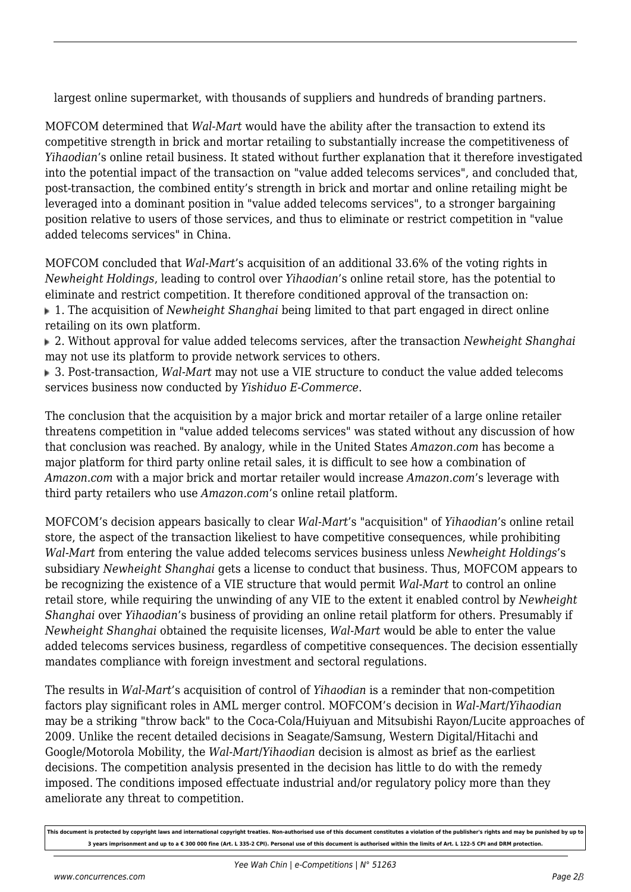largest online supermarket, with thousands of suppliers and hundreds of branding partners.

MOFCOM determined that *Wal-Mart* would have the ability after the transaction to extend its competitive strength in brick and mortar retailing to substantially increase the competitiveness of *Yihaodian*'s online retail business. It stated without further explanation that it therefore investigated into the potential impact of the transaction on "value added telecoms services", and concluded that, post-transaction, the combined entity's strength in brick and mortar and online retailing might be leveraged into a dominant position in "value added telecoms services", to a stronger bargaining position relative to users of those services, and thus to eliminate or restrict competition in "value added telecoms services" in China.

MOFCOM concluded that *Wal-Mart*'s acquisition of an additional 33.6% of the voting rights in *Newheight Holdings*, leading to control over *Yihaodian*'s online retail store, has the potential to eliminate and restrict competition. It therefore conditioned approval of the transaction on:

- 1. The acquisition of *Newheight Shanghai* being limited to that part engaged in direct online retailing on its own platform.
- 2. Without approval for value added telecoms services, after the transaction *Newheight Shanghai* may not use its platform to provide network services to others.
- 3. Post-transaction, *Wal-Mart* may not use a VIE structure to conduct the value added telecoms services business now conducted by *Yishiduo E-Commerce*.

The conclusion that the acquisition by a major brick and mortar retailer of a large online retailer threatens competition in "value added telecoms services" was stated without any discussion of how that conclusion was reached. By analogy, while in the United States *Amazon.com* has become a major platform for third party online retail sales, it is difficult to see how a combination of *Amazon.com* with a major brick and mortar retailer would increase *Amazon.com*'s leverage with third party retailers who use *Amazon.com*'s online retail platform.

MOFCOM's decision appears basically to clear *Wal-Mart*'s "acquisition" of *Yihaodian*'s online retail store, the aspect of the transaction likeliest to have competitive consequences, while prohibiting *Wal-Mart* from entering the value added telecoms services business unless *Newheight Holdings*'s subsidiary *Newheight Shanghai* gets a license to conduct that business. Thus, MOFCOM appears to be recognizing the existence of a VIE structure that would permit *Wal-Mart* to control an online retail store, while requiring the unwinding of any VIE to the extent it enabled control by *Newheight Shanghai* over *Yihaodian*'s business of providing an online retail platform for others. Presumably if *Newheight Shanghai* obtained the requisite licenses, *Wal-Mart* would be able to enter the value added telecoms services business, regardless of competitive consequences. The decision essentially mandates compliance with foreign investment and sectoral regulations.

The results in *Wal-Mart*'s acquisition of control of *Yihaodian* is a reminder that non-competition factors play significant roles in AML merger control. MOFCOM's decision in *Wal-Mart/Yihaodian* may be a striking "throw back" to the Coca-Cola/Huiyuan and Mitsubishi Rayon/Lucite approaches of 2009. Unlike the recent detailed decisions in Seagate/Samsung, Western Digital/Hitachi and Google/Motorola Mobility, the *Wal-Mart/Yihaodian* decision is almost as brief as the earliest decisions. The competition analysis presented in the decision has little to do with the remedy imposed. The conditions imposed effectuate industrial and/or regulatory policy more than they ameliorate any threat to competition.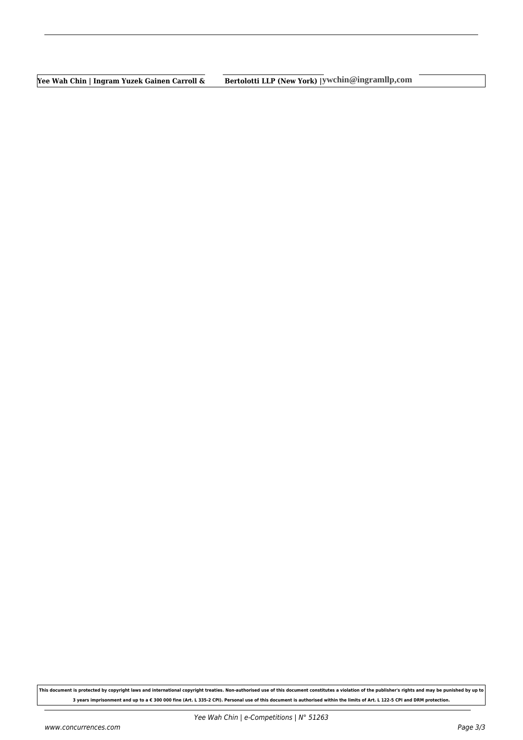**Yee Wah Chin | Ingram Yuzek Gainen Carroll & Bertolotti LLP (New York) | ywchin@ingramllp,com**

This document is protected by copyright laws and international copyright treaties. Non-authorised use of this document constitutes a violation of the publisher's rights and may be punished by up to 3 years imprisonment and up to a € 300 000 fine (Art. L 335-2 CPI). Personal use of this document is authorised within the limits of Art. L 122-5 CPI and DRM protection.